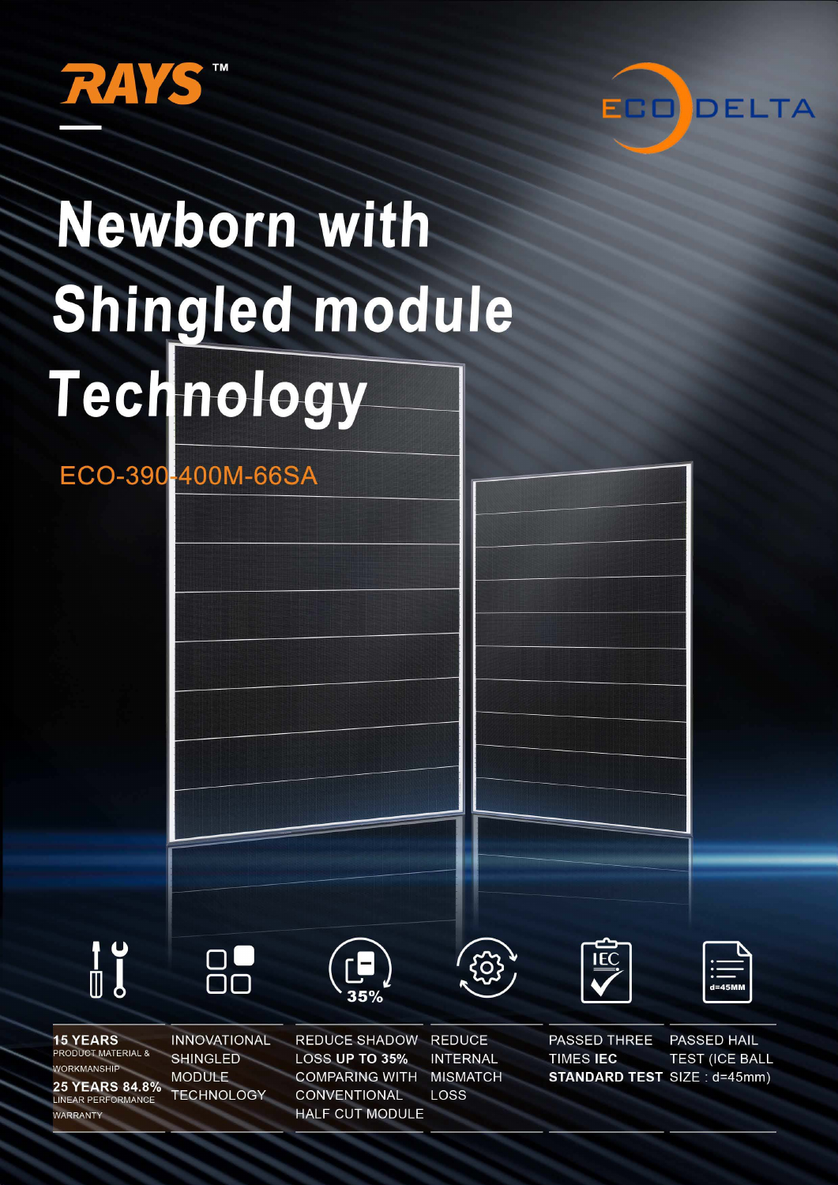RAYS™

ECO DELTA

# Newborn with Shingled module Technology

ECO-390-400M-66SA

**15 YEARS** PRODUCT MATERIAL & WORKMANSHIP

**25 YEARS 84.8%** LINEAR PERFORMANCE WARRANTY

INNOVATIONAL SHINGLED MODULE TECHNOLOGY

REDUCE SHADOW LOSS **UP TO 35%** COMPARING WITH CONVENTIONAL HALF CUT MODULE

REDUCE INTERNAL MISMATCH LOSS

PASSED THREE TIMES **IEC STANDARD TEST**

PASSED HAIL TEST (ICE BALL SIZE : d=45mm)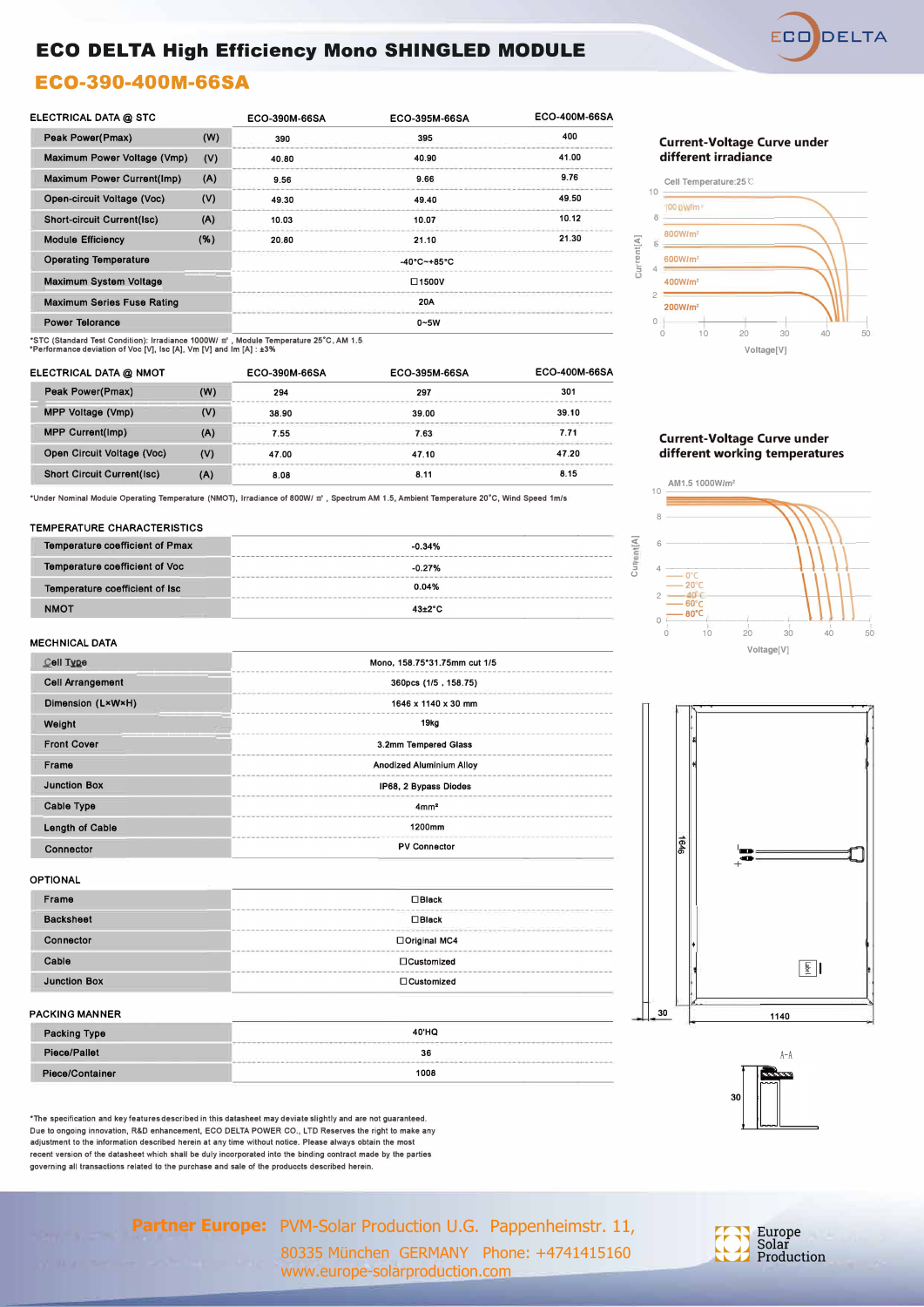# ECO DELTA High Efficiency Mono SHINGLED MODULE

## ECO-390-400M-66SA

| ELECTRICAL DATA @ STC | | ECO-390M-66SA | ECO-395M-66SA | ECO-400M-66SA |
|---|---|---|---|---|
| Peak Power(Pmax) | (W) | 390 | 395 | 400 |
| Maximum Power Voltage (Vmp) | (V) | 40.80 | 40.90 | 41.00 |
| Maximum Power Current(Imp) | (A) | 9.56 | 9.66 | 9.76 |
| Open-circuit Voltage (Voc) | (V) | 49.30 | 49.40 | 49.50 |
| Short-circuit Current(Isc) | (A) | 10.03 | 10.07 | 10.12 |
| Module Efficiency | (%) | 20.80 | 21.10 | 21.30 |
| Operating Temperature | | -40°C~+85°C | | |
| Maximum System Voltage | | ☐1500V | | |
| Maximum Series Fuse Rating | | 20A | | |
| Power Tolerance | | 0~5W | | |

*STC (Standard Test Condition): Irradiance 1000W/ ㎡ , Module Temperature 25°C, AM 1.5
*Performance deviation of Voc [V], Isc [A], Vm [V] and Im [A] : ±3%

| ELECTRICAL DATA @ NMOT | | ECO-390M-66SA | ECO-395M-66SA | ECO-400M-66SA |
|---|---|---|---|---|
| Peak Power(Pmax) | (W) | 294 | 297 | 301 |
| MPP Voltage (Vmp) | (V) | 38.90 | 39.00 | 39.10 |
| MPP Current(Imp) | (A) | 7.55 | 7.63 | 7.71 |
| Open Circuit Voltage (Voc) | (V) | 47.00 | 47.10 | 47.20 |
| Short Circuit Current(Isc) | (A) | 8.08 | 8.11 | 8.15 |

*Under Nominal Module Operating Temperature (NMOT), Irradiance of 800W/ ㎡ , Spectrum AM 1.5, Ambient Temperature 20°C, Wind Speed 1m/s

| TEMPERATURE CHARACTERISTICS | |
|---|---|
| Temperature coefficient of Pmax | -0.34% |
| Temperature coefficient of Voc | -0.27% |
| Temperature coefficient of Isc | 0.04% |
| NMOT | 43±2°C |

| MECHNICAL DATA | |
|---|---|
| Cell Type | Mono, 158.75*31.75mm cut 1/5 |
| Cell Arrangement | 360pcs (1/5 , 158.75) |
| Dimension (L×W×H) | 1646 x 1140 x 30 mm |
| Weight | 19kg |
| Front Cover | 3.2mm Tempered Glass |
| Frame | Anodized Aluminium Alloy |
| Junction Box | IP68, 2 Bypass Diodes |
| Cable Type | 4mm² |
| Length of Cable | 1200mm |
| Connector | PV Connector |

| OPTIONAL | |
|---|---|
| Frame | ☐Black |
| Backsheet | ☐Black |
| Connector | ☐Original MC4 |
| Cable | ☐Customized |
| Junction Box | ☐Customized |

| PACKING MANNER | |
|---|---|
| Packing Type | 40'HQ |
| Piece/Pallet | 36 |
| Piece/Container | 1008 |

*The specification and key features described in this datasheet may deviate slightly and are not guaranteed. Due to ongoing innovation, R&D enhancement, ECO DELTA POWER CO., LTD Reserves the right to make any adjustment to the information described herein at any time without notice. Please always obtain the most recent version of the datasheet which shall be duly incorporated into the binding contract made by the parties governing all transactions related to the purchase and sale of the producets described herein.

### Current-Voltage Curve under different irradiance

Cell Temperature:25℃

### Current-Voltage Curve under different working temperatures

AM1.5 1000W/m²

**Partner Europe:** PVM-Solar Production U.G. Pappenheimstr. 11, 80335 München GERMANY Phone: +4741415160
www.europe-solarproduction.com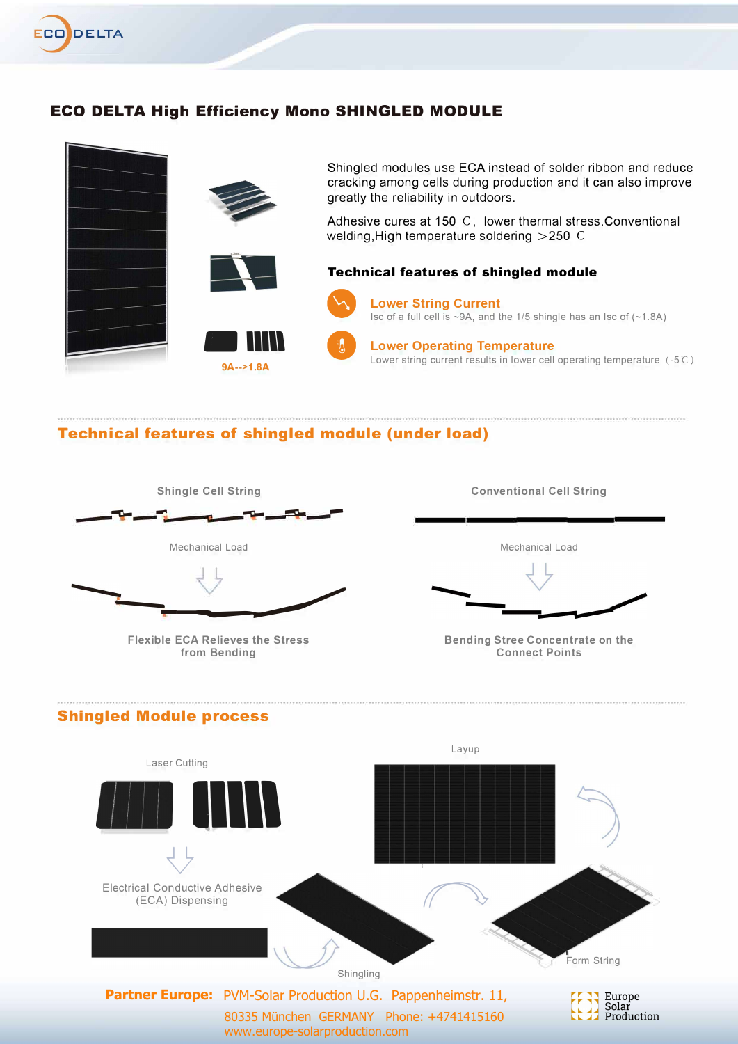# ECO DELTA High Efficiency Mono SHINGLED MODULE

9A-->1.8A

Shingled modules use ECA instead of solder ribbon and reduce cracking among cells during production and it can also improve greatly the reliability in outdoors.

Adhesive cures at 150 C, lower thermal stress.Conventional welding,High temperature soldering >250 C

### Technical features of shingled module

**Lower String Current**

Isc of a full cell is ~9A, and the 1/5 shingle has an Isc of (~1.8A)

**Lower Operating Temperature**

Lower string current results in lower cell operating temperature (-5℃)

## Technical features of shingled module (under load)

Shingle Cell String

Mechanical Load

Flexible ECA Relieves the Stress from Bending

Conventional Cell String

Mechanical Load

Bending Stree Concentrate on the Connect Points

## Shingled Module process

Laser Cutting

Electrical Conductive Adhesive (ECA) Dispensing

Shingling

Form String

Layup

**Partner Europe:** PVM-Solar Production U.G. Pappenheimstr. 11, 80335 München GERMANY Phone: +4741415160 www.europe-solarproduction.com

Europe Solar Production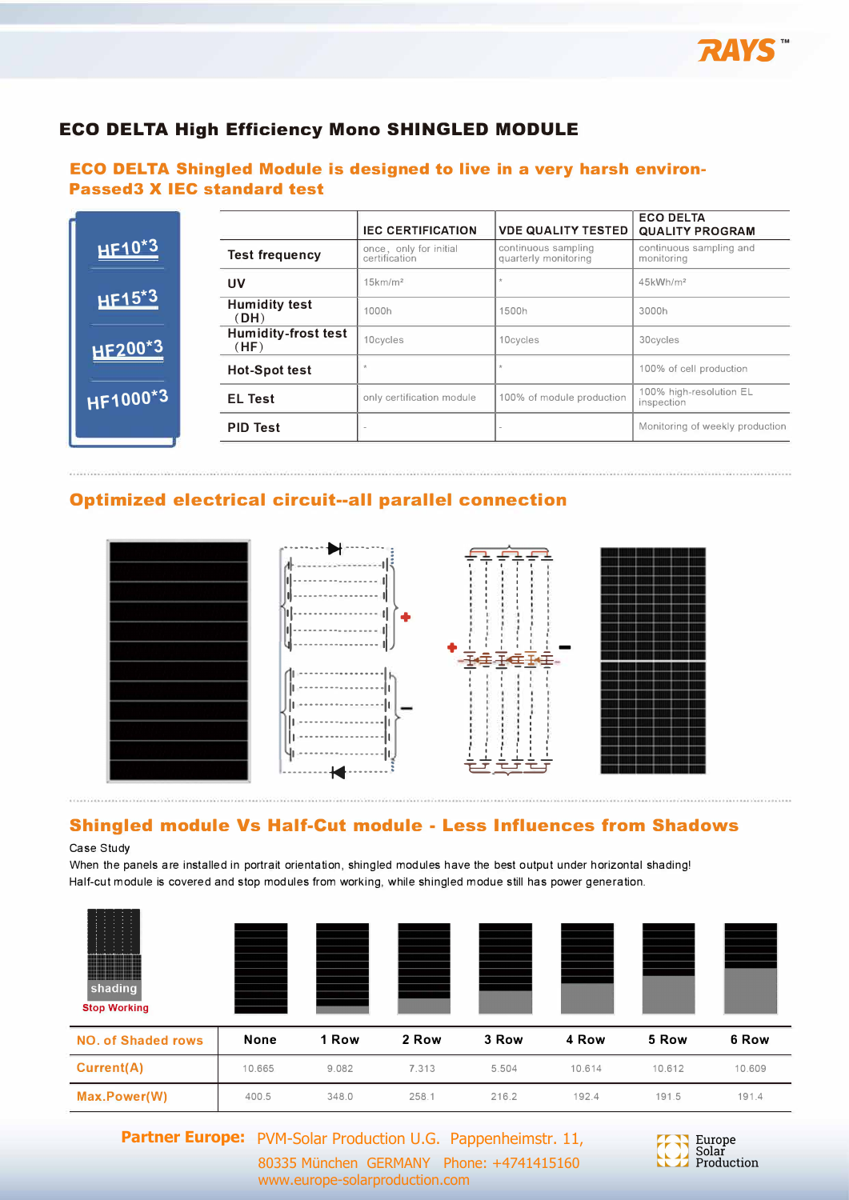RAYS™

# ECO DELTA High Efficiency Mono SHINGLED MODULE

## ECO DELTA Shingled Module is designed to live in a very harsh environ- Passed3 X IEC standard test

HF10*3

HF15*3

HF200*3

HF1000*3

| | IEC CERTIFICATION | VDE QUALITY TESTED | ECO DELTA QUALITY PROGRAM |
|---|---|---|---|
| Test frequency | once，only for initial certification | continuous sampling quarterly monitoring | continuous sampling and monitoring |
| UV | 15km/m² | * | 45kWh/m² |
| Humidity test (DH) | 1000h | 1500h | 3000h |
| Humidity-frost test (HF) | 10cycles | 10cycles | 30cycles |
| Hot-Spot test | * | * | 100% of cell production |
| EL Test | only certification module | 100% of module production | 100% high-resolution EL inspection |
| PID Test | - | - | Monitoring of weekly production |

## Optimized electrical circuit--all parallel connection

+

−

+

−

## Shingled module Vs Half-Cut module - Less Influences from Shadows

Case Study

When the panels are installed in portrait orientation, shingled modules have the best output under horizontal shading!
Half-cut module is covered and stop modules from working, while shingled modue still has power generation.

shading

Stop Working

| NO. of Shaded rows | None | 1 Row | 2 Row | 3 Row | 4 Row | 5 Row | 6 Row |
|---|---|---|---|---|---|---|---|
| Current(A) | 10.665 | 9.082 | 7.313 | 5.504 | 10.614 | 10.612 | 10.609 |
| Max.Power(W) | 400.5 | 348.0 | 258.1 | 216.2 | 192.4 | 191.5 | 191.4 |

**Partner Europe:** PVM-Solar Production U.G. Pappenheimstr. 11, 80335 München GERMANY Phone: +4741415160
www.europe-solarproduction.com

Europe Solar Production